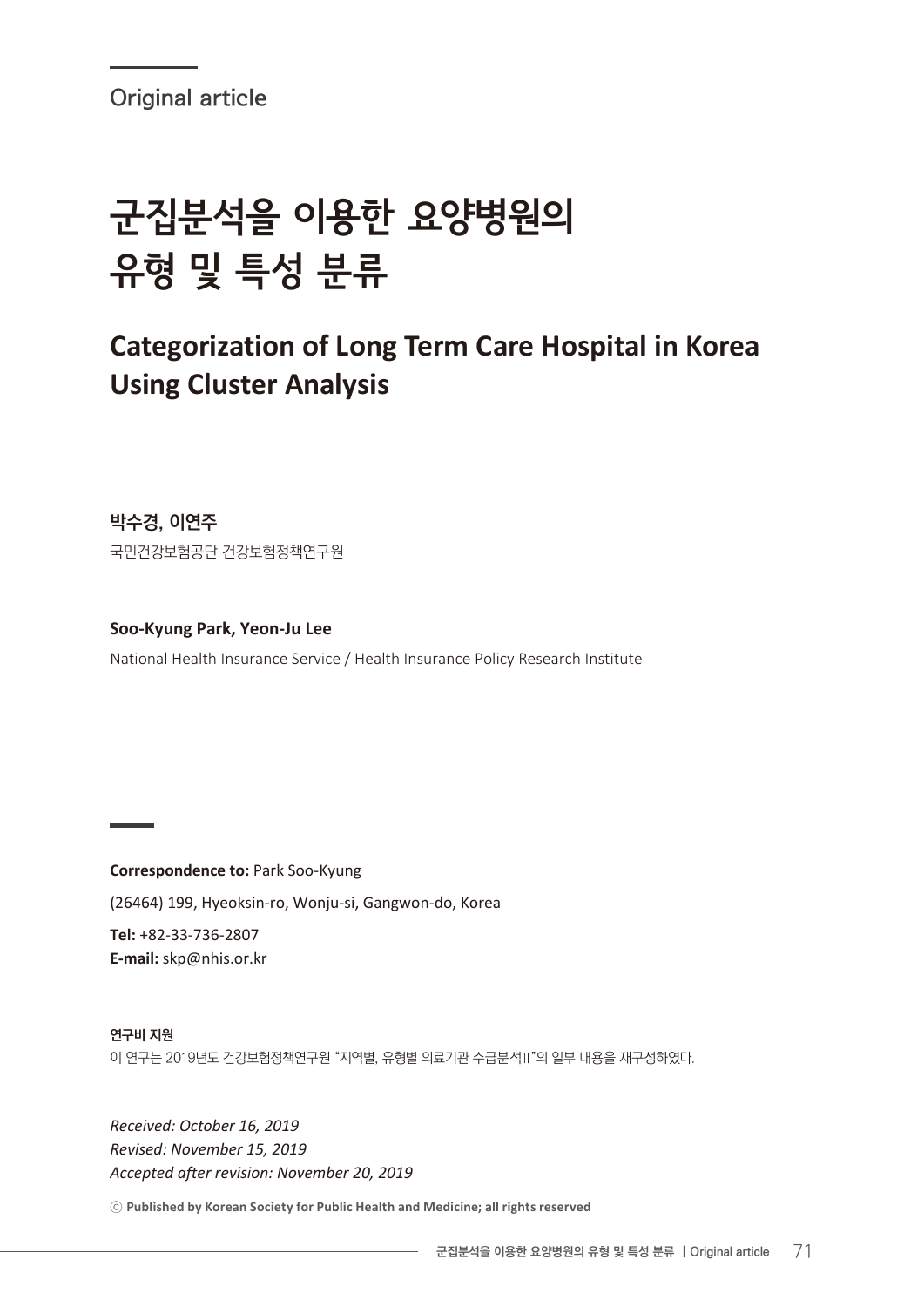Original article

# 군집분석을 이용한 요양병원의 유형 및 특성 분류

## Categorization of Long Term Care Hospital in Korea Using Cluster Analysis

**박수경, 이연주**

국민건강보험공단 건강보험정책연구원

**Soo-Kyung Park, Yeon-Ju Lee**

National Health Insurance Service / Health Insurance Policy Research Institute

**Correspondence to:** Park Soo-Kyung

(26464) 199, Hyeoksin-ro, Wonju-si, Gangwon-do, Korea

**Tel:** +82-33-736-2807

**E-mail:** skp@nhis.or.kr

**연구비 지원**

이 연구는 2019년도 건강보험정책연구원 "지역별, 유형별 의료기관 수급분석II"의 일부 내용을 재구성하였다.

*Received: October 16, 2019*

*Revised: November 15, 2019*

*Accepted after revision: November 20, 2019*

ⓒ **Published by Korean Society for Public Health and Medicine; all rights reserved**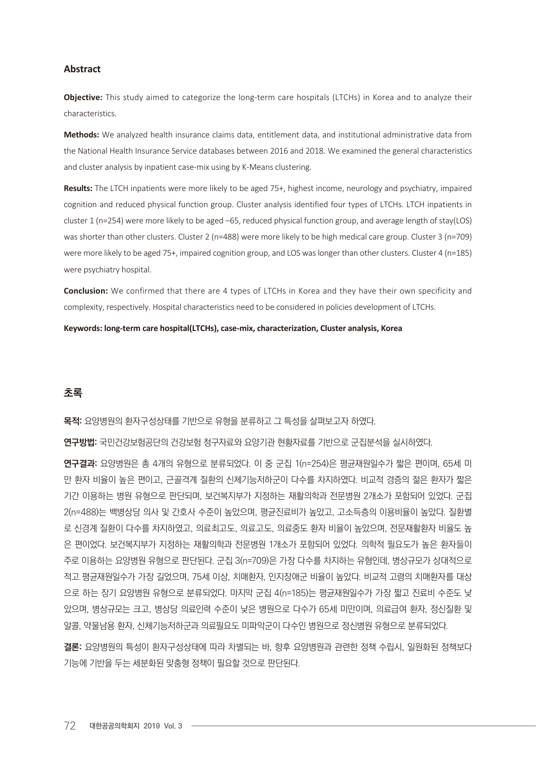## Abstract

**Objective:** This study aimed to categorize the long-term care hospitals (LTCHs) in Korea and to analyze their characteristics.

**Methods:** We analyzed health insurance claims data, entitlement data, and institutional administrative data from the National Health Insurance Service databases between 2016 and 2018. We examined the general characteristics and cluster analysis by inpatient case-mix using by K-Means clustering.

**Results:** The LTCH inpatients were more likely to be aged 75+, highest income, neurology and psychiatry, impaired cognition and reduced physical function group. Cluster analysis identified four types of LTCHs. LTCH inpatients in cluster 1 (n=254) were more likely to be aged –65, reduced physical function group, and average length of stay(LOS) was shorter than other clusters. Cluster 2 (n=488) were more likely to be high medical care group. Cluster 3 (n=709) were more likely to be aged 75+, impaired cognition group, and LOS was longer than other clusters. Cluster 4 (n=185) were psychiatry hospital.

**Conclusion:** We confirmed that there are 4 types of LTCHs in Korea and they have their own specificity and complexity, respectively. Hospital characteristics need to be considered in policies development of LTCHs.

**Keywords: long-term care hospital(LTCHs), case-mix, characterization, Cluster analysis, Korea**

## 초록

**목적:** 요양병원의 환자구성상태를 기반으로 유형을 분류하고 그 특성을 살펴보고자 하였다.

**연구방법:** 국민건강보험공단의 건강보험 청구자료와 요양기관 현황자료를 기반으로 군집분석을 실시하였다.

**연구결과:** 요양병원은 총 4개의 유형으로 분류되었다. 이 중 군집 1(n=254)은 평균재원일수가 짧은 편이며, 65세 미만 환자 비율이 높은 편이고, 근골격계 질환의 신체기능저하군이 다수를 차지하였다. 비교적 경증의 젊은 환자가 짧은 기간 이용하는 병원 유형으로 판단되며, 보건복지부가 지정하는 재활의학과 전문병원 2개소가 포함되어 있었다. 군집 2(n=488)는 백병상당 의사 및 간호사 수준이 높았으며, 평균진료비가 높았고, 고소득층의 이용비율이 높았다. 질환별로 신경계 질환이 다수를 차지하였고, 의료최고도, 의료고도, 의료중도 환자 비율이 높았으며, 전문재활환자 비율도 높은 편이었다. 보건복지부가 지정하는 재활의학과 전문병원 1개소가 포함되어 있었다. 의학적 필요도가 높은 환자들이 주로 이용하는 요양병원 유형으로 판단된다. 군집 3(n=709)은 가장 다수를 차지하는 유형인데, 병상규모가 상대적으로 적고 평균재원일수가 가장 길었으며, 75세 이상, 치매환자, 인지장애군 비율이 높았다. 비교적 고령의 치매환자를 대상으로 하는 장기 요양병원 유형으로 분류되었다. 마지막 군집 4(n=185)는 평균재원일수가 가장 짧고 진료비 수준도 낮았으며, 병상규모는 크고, 병상당 의료인력 수준이 낮은 병원으로 다수가 65세 미만이며, 의료급여 환자, 정신질환 및 알콜, 약물남용 환자, 신체기능저하군과 의료필요도 미파악군이 다수인 병원으로 정신병원 유형으로 분류되었다.

**결론:** 요양병원의 특성이 환자구성상태에 따라 차별되는 바, 향후 요양병원과 관련한 정책 수립시, 일원화된 정책보다 기능에 기반을 두는 세분화된 맞춤형 정책이 필요할 것으로 판단된다.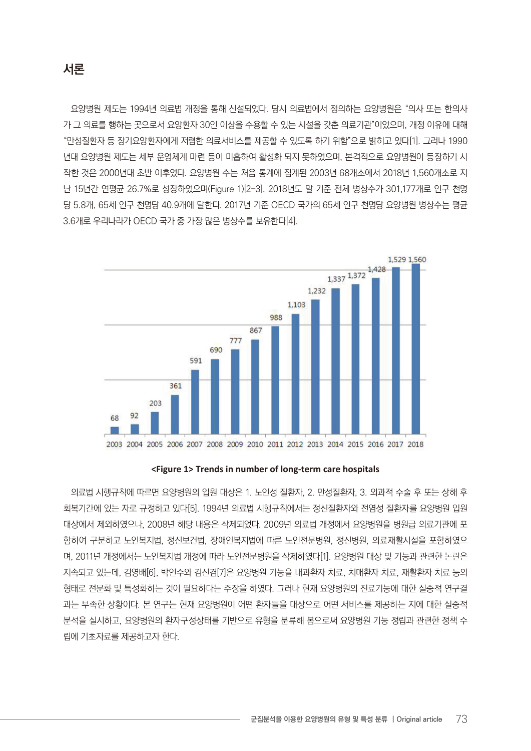## 서론

요양병원 제도는 1994년 의료법 개정을 통해 신설되었다. 당시 의료법에서 정의하는 요양병원은 "의사 또는 한의사가 그 의료를 행하는 곳으로서 요양환자 30인 이상을 수용할 수 있는 시설을 갖춘 의료기관"이었으며, 개정 이유에 대해 "만성질환자 등 장기요양환자에게 저렴한 의료서비스를 제공할 수 있도록 하기 위함"으로 밝히고 있다[1]. 그러나 1990년대 요양병원 제도는 세부 운영체계 마련 등이 미흡하여 활성화 되지 못하였으며, 본격적으로 요양병원이 등장하기 시작한 것은 2000년대 초반 이후였다. 요양병원 수는 처음 통계에 집계된 2003년 68개소에서 2018년 1,560개소로 지난 15년간 연평균 26.7%로 성장하였으며(Figure 1)[2-3], 2018년도 말 기준 전체 병상수가 301,177개로 인구 천명당 5.8개, 65세 인구 천명당 40.9개에 달한다. 2017년 기준 OECD 국가의 65세 인구 천명당 요양병원 병상수는 평균 3.6개로 우리나라가 OECD 국가 중 가장 많은 병상수를 보유한다[4].

| Year | 2003 | 2004 | 2005 | 2006 | 2007 | 2008 | 2009 | 2010 | 2011 | 2012 | 2013 | 2014 | 2015 | 2016 | 2017 | 2018 |
|---|---|---|---|---|---|---|---|---|---|---|---|---|---|---|---|---|
| Number | 68 | 92 | 203 | 361 | 591 | 690 | 777 | 867 | 988 | 1,103 | 1,232 | 1,337 | 1,372 | 1,428 | 1,529 | 1,560 |

**<Figure 1> Trends in number of long-term care hospitals**

의료법 시행규칙에 따르면 요양병원의 입원 대상은 1. 노인성 질환자, 2. 만성질환자, 3. 외과적 수술 후 또는 상해 후 회복기간에 있는 자로 규정하고 있다[5]. 1994년 의료법 시행규칙에서는 정신질환자와 전염성 질환자를 요양병원 입원 대상에서 제외하였으나, 2008년 해당 내용은 삭제되었다. 2009년 의료법 개정에서 요양병원을 병원급 의료기관에 포함하여 구분하고 노인복지법, 정신보건법, 장애인복지법에 따른 노인전문병원, 정신병원, 의료재활시설을 포함하였으며, 2011년 개정에서는 노인복지법 개정에 따라 노인전문병원을 삭제하였다[1]. 요양병원 대상 및 기능과 관련한 논란은 지속되고 있는데, 김영배[6], 박인수와 김신겸[7]은 요양병원 기능을 내과환자 치료, 치매환자 치료, 재활환자 치료 등의 형태로 전문화 및 특성화하는 것이 필요하다는 주장을 하였다. 그러나 현재 요양병원의 진료기능에 대한 실증적 연구결과는 부족한 상황이다. 본 연구는 현재 요양병원이 어떤 환자들을 대상으로 어떤 서비스를 제공하는 지에 대한 실증적 분석을 실시하고, 요양병원의 환자구성상태를 기반으로 유형을 분류해 봄으로써 요양병원 기능 정립과 관련한 정책 수립에 기초자료를 제공하고자 한다.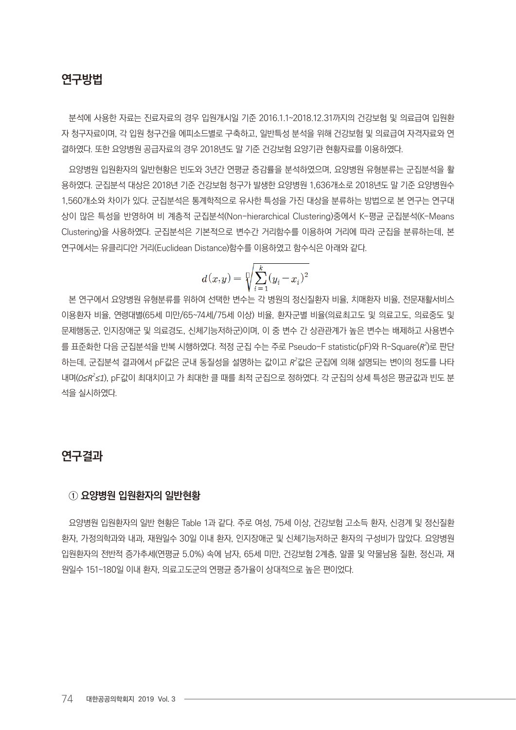## 연구방법

분석에 사용한 자료는 진료자료의 경우 입원개시일 기준 2016.1.1~2018.12.31까지의 건강보험 및 의료급여 입원환자 청구자료이며, 각 입원 청구건을 에피소드별로 구축하고, 일반특성 분석을 위해 건강보험 및 의료급여 자격자료와 연결하였다. 또한 요양병원 공급자료의 경우 2018년도 말 기준 건강보험 요양기관 현황자료를 이용하였다.

요양병원 입원환자의 일반현황은 빈도와 3년간 연평균 증감률을 분석하였으며, 요양병원 유형분류는 군집분석을 활용하였다. 군집분석 대상은 2018년 기준 건강보험 청구가 발생한 요양병원 1,636개소로 2018년도 말 기준 요양병원수 1,560개소와 차이가 있다. 군집분석은 통계학적으로 유사한 특성을 가진 대상을 분류하는 방법으로 본 연구는 연구대상이 많은 특성을 반영하여 비 계층적 군집분석(Non-hierarchical Clustering)중에서 K-평균 군집분석(K-Means Clustering)을 사용하였다. 군집분석은 기본적으로 변수간 거리함수를 이용하여 거리에 따라 군집을 분류하는데, 본 연구에서는 유클리디안 거리(Euclidean Distance)함수를 이용하였고 함수식은 아래와 같다.

$$d(x,y) = \sqrt{\sum_{i=1}^{k}(y_i - x_i)^2}$$

본 연구에서 요양병원 유형분류를 위하여 선택한 변수는 각 병원의 정신질환자 비율, 치매환자 비율, 전문재활서비스 이용환자 비율, 연령대별(65세 미만/65~74세/75세 이상) 비율, 환자군별 비율(의료최고도 및 의료고도, 의료중도 및 문제행동군, 인지장애군 및 의료경도, 신체기능저하군)이며, 이 중 변수 간 상관관계가 높은 변수는 배제하고 사용변수를 표준화한 다음 군집분석을 반복 시행하였다. 적정 군집 수는 주로 Pseudo-F statistic(pF)와 R-Square($R^2$)로 판단하는데, 군집분석 결과에서 pF값은 군내 동질성을 설명하는 값이고 $R^2$값은 군집에 의해 설명되는 변이의 정도를 나타내며($0 \le R^2 \le 1$), pF값이 최대치이고 가 최대한 클 때를 최적 군집으로 정하였다. 각 군집의 상세 특성은 평균값과 빈도 분석을 실시하였다.

## 연구결과

### ① 요양병원 입원환자의 일반현황

요양병원 입원환자의 일반 현황은 Table 1과 같다. 주로 여성, 75세 이상, 건강보험 고소득 환자, 신경계 및 정신질환 환자, 가정의학과와 내과, 재원일수 30일 이내 환자, 인지장애군 및 신체기능저하군 환자의 구성비가 많았다. 요양병원 입원환자의 전반적 증가추세(연평균 5.0%) 속에 남자, 65세 미만, 건강보험 2계층, 알콜 및 약물남용 질환, 정신과, 재원일수 151~180일 이내 환자, 의료고도군의 연평균 증가율이 상대적으로 높은 편이었다.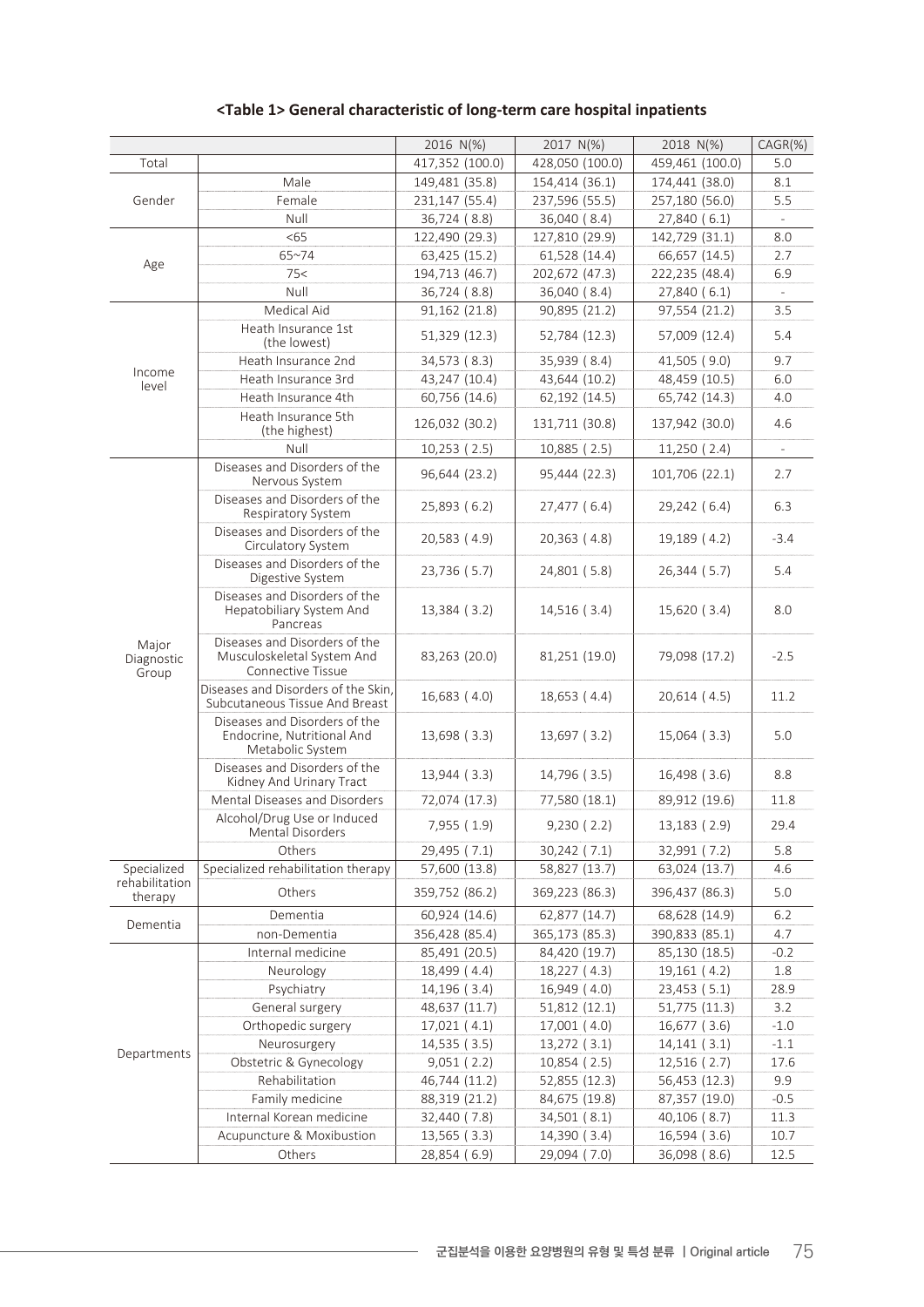**<Table 1> General characteristic of long-term care hospital inpatients**

| | | 2016 N(%) | 2017 N(%) | 2018 N(%) | CAGR(%) |
|---|---|---|---|---|---|
| Total | | 417,352 (100.0) | 428,050 (100.0) | 459,461 (100.0) | 5.0 |
| Gender | Male | 149,481 (35.8) | 154,414 (36.1) | 174,441 (38.0) | 8.1 |
| | Female | 231,147 (55.4) | 237,596 (55.5) | 257,180 (56.0) | 5.5 |
| | Null | 36,724 ( 8.8) | 36,040 ( 8.4) | 27,840 ( 6.1) | - |
| Age | <65 | 122,490 (29.3) | 127,810 (29.9) | 142,729 (31.1) | 8.0 |
| | 65~74 | 63,425 (15.2) | 61,528 (14.4) | 66,657 (14.5) | 2.7 |
| | 75< | 194,713 (46.7) | 202,672 (47.3) | 222,235 (48.4) | 6.9 |
| | Null | 36,724 ( 8.8) | 36,040 ( 8.4) | 27,840 ( 6.1) | - |
| Income level | Medical Aid | 91,162 (21.8) | 90,895 (21.2) | 97,554 (21.2) | 3.5 |
| | Heath Insurance 1st (the lowest) | 51,329 (12.3) | 52,784 (12.3) | 57,009 (12.4) | 5.4 |
| | Heath Insurance 2nd | 34,573 ( 8.3) | 35,939 ( 8.4) | 41,505 ( 9.0) | 9.7 |
| | Heath Insurance 3rd | 43,247 (10.4) | 43,644 (10.2) | 48,459 (10.5) | 6.0 |
| | Heath Insurance 4th | 60,756 (14.6) | 62,192 (14.5) | 65,742 (14.3) | 4.0 |
| | Heath Insurance 5th (the highest) | 126,032 (30.2) | 131,711 (30.8) | 137,942 (30.0) | 4.6 |
| | Null | 10,253 ( 2.5) | 10,885 ( 2.5) | 11,250 ( 2.4) | - |
| Major Diagnostic Group | Diseases and Disorders of the Nervous System | 96,644 (23.2) | 95,444 (22.3) | 101,706 (22.1) | 2.7 |
| | Diseases and Disorders of the Respiratory System | 25,893 ( 6.2) | 27,477 ( 6.4) | 29,242 ( 6.4) | 6.3 |
| | Diseases and Disorders of the Circulatory System | 20,583 ( 4.9) | 20,363 ( 4.8) | 19,189 ( 4.2) | -3.4 |
| | Diseases and Disorders of the Digestive System | 23,736 ( 5.7) | 24,801 ( 5.8) | 26,344 ( 5.7) | 5.4 |
| | Diseases and Disorders of the Hepatobiliary System And Pancreas | 13,384 ( 3.2) | 14,516 ( 3.4) | 15,620 ( 3.4) | 8.0 |
| | Diseases and Disorders of the Musculoskeletal System And Connective Tissue | 83,263 (20.0) | 81,251 (19.0) | 79,098 (17.2) | -2.5 |
| | Diseases and Disorders of the Skin, Subcutaneous Tissue And Breast | 16,683 ( 4.0) | 18,653 ( 4.4) | 20,614 ( 4.5) | 11.2 |
| | Diseases and Disorders of the Endocrine, Nutritional And Metabolic System | 13,698 ( 3.3) | 13,697 ( 3.2) | 15,064 ( 3.3) | 5.0 |
| | Diseases and Disorders of the Kidney And Urinary Tract | 13,944 ( 3.3) | 14,796 ( 3.5) | 16,498 ( 3.6) | 8.8 |
| | Mental Diseases and Disorders | 72,074 (17.3) | 77,580 (18.1) | 89,912 (19.6) | 11.8 |
| | Alcohol/Drug Use or Induced Mental Disorders | 7,955 ( 1.9) | 9,230 ( 2.2) | 13,183 ( 2.9) | 29.4 |
| | Others | 29,495 ( 7.1) | 30,242 ( 7.1) | 32,991 ( 7.2) | 5.8 |
| Specialized rehabilitation therapy | Specialized rehabilitation therapy | 57,600 (13.8) | 58,827 (13.7) | 63,024 (13.7) | 4.6 |
| | Others | 359,752 (86.2) | 369,223 (86.3) | 396,437 (86.3) | 5.0 |
| Dementia | Dementia | 60,924 (14.6) | 62,877 (14.7) | 68,628 (14.9) | 6.2 |
| | non-Dementia | 356,428 (85.4) | 365,173 (85.3) | 390,833 (85.1) | 4.7 |
| Departments | Internal medicine | 85,491 (20.5) | 84,420 (19.7) | 85,130 (18.5) | -0.2 |
| | Neurology | 18,499 ( 4.4) | 18,227 ( 4.3) | 19,161 ( 4.2) | 1.8 |
| | Psychiatry | 14,196 ( 3.4) | 16,949 ( 4.0) | 23,453 ( 5.1) | 28.9 |
| | General surgery | 48,637 (11.7) | 51,812 (12.1) | 51,775 (11.3) | 3.2 |
| | Orthopedic surgery | 17,021 ( 4.1) | 17,001 ( 4.0) | 16,677 ( 3.6) | -1.0 |
| | Neurosurgery | 14,535 ( 3.5) | 13,272 ( 3.1) | 14,141 ( 3.1) | -1.1 |
| | Obstetric & Gynecology | 9,051 ( 2.2) | 10,854 ( 2.5) | 12,516 ( 2.7) | 17.6 |
| | Rehabilitation | 46,744 (11.2) | 52,855 (12.3) | 56,453 (12.3) | 9.9 |
| | Family medicine | 88,319 (21.2) | 84,675 (19.8) | 87,357 (19.0) | -0.5 |
| | Internal Korean medicine | 32,440 ( 7.8) | 34,501 ( 8.1) | 40,106 ( 8.7) | 11.3 |
| | Acupuncture & Moxibustion | 13,565 ( 3.3) | 14,390 ( 3.4) | 16,594 ( 3.6) | 10.7 |
| | Others | 28,854 ( 6.9) | 29,094 ( 7.0) | 36,098 ( 8.6) | 12.5 |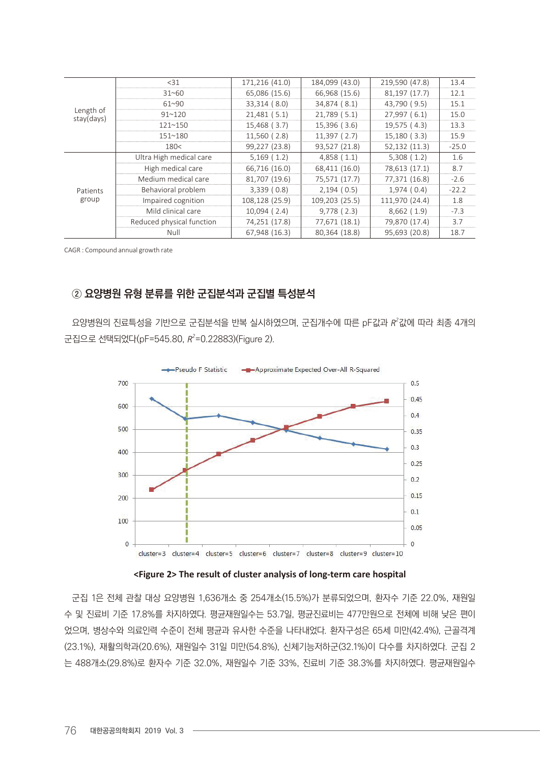| | | | | | |
|---|---|---|---|---|---|
| Length of stay(days) | <31 | 171,216 (41.0) | 184,099 (43.0) | 219,590 (47.8) | 13.4 |
| | 31~60 | 65,086 (15.6) | 66,968 (15.6) | 81,197 (17.7) | 12.1 |
| | 61~90 | 33,314 ( 8.0) | 34,874 ( 8.1) | 43,790 ( 9.5) | 15.1 |
| | 91~120 | 21,481 ( 5.1) | 21,789 ( 5.1) | 27,997 ( 6.1) | 15.0 |
| | 121~150 | 15,468 ( 3.7) | 15,396 ( 3.6) | 19,575 ( 4.3) | 13.3 |
| | 151~180 | 11,560 ( 2.8) | 11,397 ( 2.7) | 15,180 ( 3.3) | 15.9 |
| | 180< | 99,227 (23.8) | 93,527 (21.8) | 52,132 (11.3) | -25.0 |
| Patients group | Ultra High medical care | 5,169 ( 1.2) | 4,858 ( 1.1) | 5,308 ( 1.2) | 1.6 |
| | High medical care | 66,716 (16.0) | 68,411 (16.0) | 78,613 (17.1) | 8.7 |
| | Medium medical care | 81,707 (19.6) | 75,571 (17.7) | 77,371 (16.8) | -2.6 |
| | Behavioral problem | 3,339 ( 0.8) | 2,194 ( 0.5) | 1,974 ( 0.4) | -22.2 |
| | Impaired cognition | 108,128 (25.9) | 109,203 (25.5) | 111,970 (24.4) | 1.8 |
| | Mild clinical care | 10,094 ( 2.4) | 9,778 ( 2.3) | 8,662 ( 1.9) | -7.3 |
| | Reduced physical function | 74,251 (17.8) | 77,671 (18.1) | 79,870 (17.4) | 3.7 |
| | Null | 67,948 (16.3) | 80,364 (18.8) | 95,693 (20.8) | 18.7 |

CAGR : Compound annual growth rate

### ② 요양병원 유형 분류를 위한 군집분석과 군집별 특성분석

요양병원의 진료특성을 기반으로 군집분석을 반복 실시하였으며, 군집개수에 따른 pF값과 $R^2$값에 따라 최종 4개의 군집으로 선택되었다(pF=545.80, $R^2$=0.22883)(Figure 2).

<Figure 2> The result of cluster analysis of long-term care hospital

군집 1은 전체 관찰 대상 요양병원 1,636개소 중 254개소(15.5%)가 분류되었으며, 환자수 기준 22.0%, 재원일수 및 진료비 기준 17.8%를 차지하였다. 평균재원일수는 53.7일, 평균진료비는 477만원으로 전체에 비해 낮은 편이었으며, 병상수와 의료인력 수준이 전체 평균과 유사한 수준을 나타내었다. 환자구성은 65세 미만(42.4%), 근골격계(23.1%), 재활의학과(20.6%), 재원일수 31일 미만(54.8%), 신체기능저하군(32.1%)이 다수를 차지하였다. 군집 2는 488개소(29.8%)로 환자수 기준 32.0%, 재원일수 기준 33%, 진료비 기준 38.3%를 차지하였다. 평균재원일수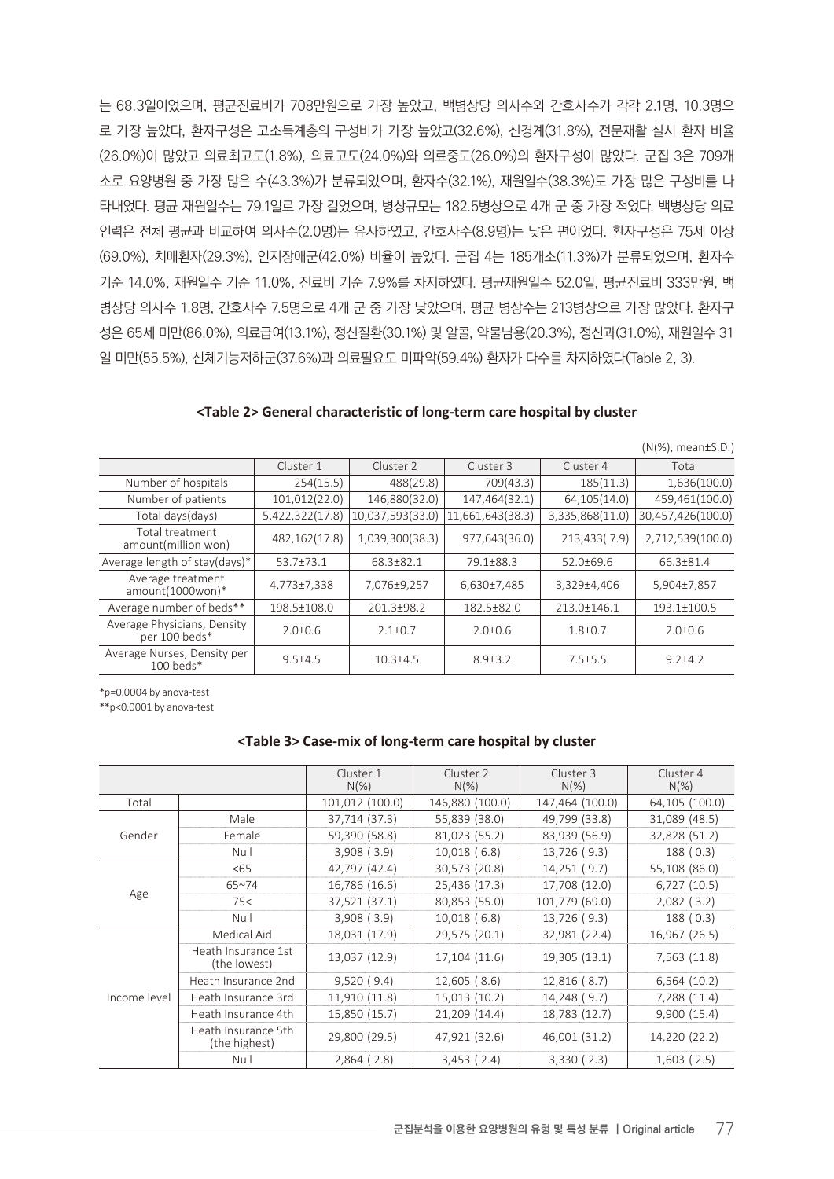는 68.3일이었으며, 평균진료비가 708만원으로 가장 높았고, 백병상당 의사수와 간호사수가 각각 2.1명, 10.3명으로 가장 높았다. 환자구성은 고소득계층의 구성비가 가장 높았고(32.6%), 신경계(31.8%), 전문재활 실시 환자 비율(26.0%)이 많았고 의료최고도(1.8%), 의료고도(24.0%)와 의료중도(26.0%)의 환자구성이 많았다. 군집 3은 709개소로 요양병원 중 가장 많은 수(43.3%)가 분류되었으며, 환자수(32.1%), 재원일수(38.3%)도 가장 많은 구성비를 나타내었다. 평균 재원일수는 79.1일로 가장 길었으며, 병상규모는 182.5병상으로 4개 군 중 가장 적었다. 백병상당 의료인력은 전체 평균과 비교하여 의사수(2.0명)는 유사하였고, 간호사수(8.9명)는 낮은 편이었다. 환자구성은 75세 이상(69.0%), 치매환자(29.3%), 인지장애군(42.0%) 비율이 높았다. 군집 4는 185개소(11.3%)가 분류되었으며, 환자수 기준 14.0%, 재원일수 기준 11.0%, 진료비 기준 7.9%를 차지하였다. 평균재원일수 52.0일, 평균진료비 333만원, 백병상당 의사수 1.8명, 간호사수 7.5명으로 4개 군 중 가장 낮았으며, 평균 병상수는 213병상으로 가장 많았다. 환자구성은 65세 미만(86.0%), 의료급여(13.1%), 정신질환(30.1%) 및 알콜, 약물남용(20.3%), 정신과(31.0%), 재원일수 31일 미만(55.5%), 신체기능저하군(37.6%)과 의료필요도 미파악(59.4%) 환자가 다수를 차지하였다(Table 2, 3).

**<Table 2> General characteristic of long-term care hospital by cluster**

(N(%), mean±S.D.)

| | Cluster 1 | Cluster 2 | Cluster 3 | Cluster 4 | Total |
|---|---|---|---|---|---|
| Number of hospitals | 254(15.5) | 488(29.8) | 709(43.3) | 185(11.3) | 1,636(100.0) |
| Number of patients | 101,012(22.0) | 146,880(32.0) | 147,464(32.1) | 64,105(14.0) | 459,461(100.0) |
| Total days(days) | 5,422,322(17.8) | 10,037,593(33.0) | 11,661,643(38.3) | 3,335,868(11.0) | 30,457,426(100.0) |
| Total treatment amount(million won) | 482,162(17.8) | 1,039,300(38.3) | 977,643(36.0) | 213,433( 7.9) | 2,712,539(100.0) |
| Average length of stay(days)* | 53.7±73.1 | 68.3±82.1 | 79.1±88.3 | 52.0±69.6 | 66.3±81.4 |
| Average treatment amount(1000won)* | 4,773±7,338 | 7,076±9,257 | 6,630±7,485 | 3,329±4,406 | 5,904±7,857 |
| Average number of beds** | 198.5±108.0 | 201.3±98.2 | 182.5±82.0 | 213.0±146.1 | 193.1±100.5 |
| Average Physicians, Density per 100 beds* | 2.0±0.6 | 2.1±0.7 | 2.0±0.6 | 1.8±0.7 | 2.0±0.6 |
| Average Nurses, Density per 100 beds* | 9.5±4.5 | 10.3±4.5 | 8.9±3.2 | 7.5±5.5 | 9.2±4.2 |

*p=0.0004 by anova-test
**p<0.0001 by anova-test

**<Table 3> Case-mix of long-term care hospital by cluster**

| | | Cluster 1 N(%) | Cluster 2 N(%) | Cluster 3 N(%) | Cluster 4 N(%) |
|---|---|---|---|---|---|
| Total | | 101,012 (100.0) | 146,880 (100.0) | 147,464 (100.0) | 64,105 (100.0) |
| Gender | Male | 37,714 (37.3) | 55,839 (38.0) | 49,799 (33.8) | 31,089 (48.5) |
| | Female | 59,390 (58.8) | 81,023 (55.2) | 83,939 (56.9) | 32,828 (51.2) |
| | Null | 3,908 ( 3.9) | 10,018 ( 6.8) | 13,726 ( 9.3) | 188 ( 0.3) |
| Age | <65 | 42,797 (42.4) | 30,573 (20.8) | 14,251 ( 9.7) | 55,108 (86.0) |
| | 65~74 | 16,786 (16.6) | 25,436 (17.3) | 17,708 (12.0) | 6,727 (10.5) |
| | 75< | 37,521 (37.1) | 80,853 (55.0) | 101,779 (69.0) | 2,082 ( 3.2) |
| | Null | 3,908 ( 3.9) | 10,018 ( 6.8) | 13,726 ( 9.3) | 188 ( 0.3) |
| Income level | Medical Aid | 18,031 (17.9) | 29,575 (20.1) | 32,981 (22.4) | 16,967 (26.5) |
| | Heath Insurance 1st (the lowest) | 13,037 (12.9) | 17,104 (11.6) | 19,305 (13.1) | 7,563 (11.8) |
| | Heath Insurance 2nd | 9,520 ( 9.4) | 12,605 ( 8.6) | 12,816 ( 8.7) | 6,564 (10.2) |
| | Heath Insurance 3rd | 11,910 (11.8) | 15,013 (10.2) | 14,248 ( 9.7) | 7,288 (11.4) |
| | Heath Insurance 4th | 15,850 (15.7) | 21,209 (14.4) | 18,783 (12.7) | 9,900 (15.4) |
| | Heath Insurance 5th (the highest) | 29,800 (29.5) | 47,921 (32.6) | 46,001 (31.2) | 14,220 (22.2) |
| | Null | 2,864 ( 2.8) | 3,453 ( 2.4) | 3,330 ( 2.3) | 1,603 ( 2.5) |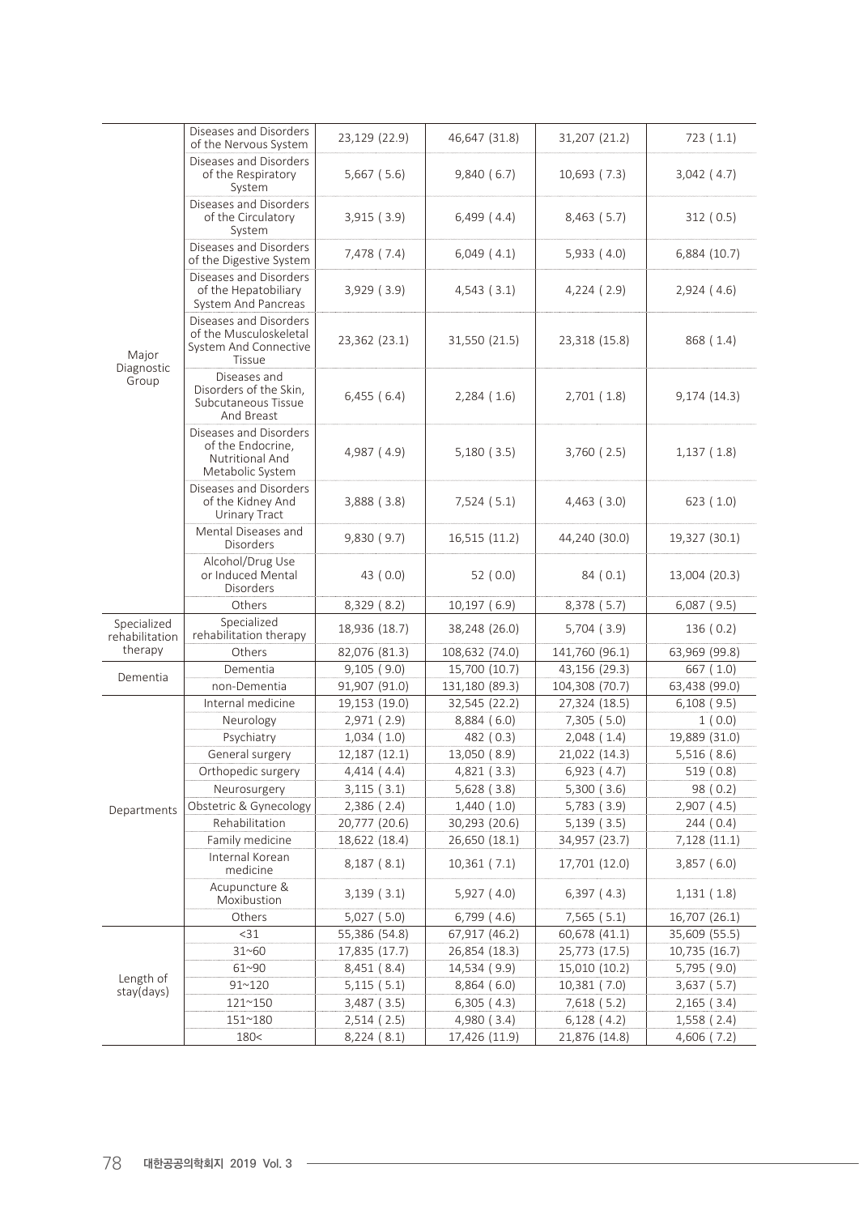| | | | | | |
|---|---|---|---|---|---|
| Major Diagnostic Group | Diseases and Disorders of the Nervous System | 23,129 (22.9) | 46,647 (31.8) | 31,207 (21.2) | 723 ( 1.1) |
| | Diseases and Disorders of the Respiratory System | 5,667 ( 5.6) | 9,840 ( 6.7) | 10,693 ( 7.3) | 3,042 ( 4.7) |
| | Diseases and Disorders of the Circulatory System | 3,915 ( 3.9) | 6,499 ( 4.4) | 8,463 ( 5.7) | 312 ( 0.5) |
| | Diseases and Disorders of the Digestive System | 7,478 ( 7.4) | 6,049 ( 4.1) | 5,933 ( 4.0) | 6,884 (10.7) |
| | Diseases and Disorders of the Hepatobiliary System And Pancreas | 3,929 ( 3.9) | 4,543 ( 3.1) | 4,224 ( 2.9) | 2,924 ( 4.6) |
| | Diseases and Disorders of the Musculoskeletal System And Connective Tissue | 23,362 (23.1) | 31,550 (21.5) | 23,318 (15.8) | 868 ( 1.4) |
| | Diseases and Disorders of the Skin, Subcutaneous Tissue And Breast | 6,455 ( 6.4) | 2,284 ( 1.6) | 2,701 ( 1.8) | 9,174 (14.3) |
| | Diseases and Disorders of the Endocrine, Nutritional And Metabolic System | 4,987 ( 4.9) | 5,180 ( 3.5) | 3,760 ( 2.5) | 1,137 ( 1.8) |
| | Diseases and Disorders of the Kidney And Urinary Tract | 3,888 ( 3.8) | 7,524 ( 5.1) | 4,463 ( 3.0) | 623 ( 1.0) |
| | Mental Diseases and Disorders | 9,830 ( 9.7) | 16,515 (11.2) | 44,240 (30.0) | 19,327 (30.1) |
| | Alcohol/Drug Use or Induced Mental Disorders | 43 ( 0.0) | 52 ( 0.0) | 84 ( 0.1) | 13,004 (20.3) |
| | Others | 8,329 ( 8.2) | 10,197 ( 6.9) | 8,378 ( 5.7) | 6,087 ( 9.5) |
| Specialized rehabilitation therapy | Specialized rehabilitation therapy | 18,936 (18.7) | 38,248 (26.0) | 5,704 ( 3.9) | 136 ( 0.2) |
| | Others | 82,076 (81.3) | 108,632 (74.0) | 141,760 (96.1) | 63,969 (99.8) |
| Dementia | Dementia | 9,105 ( 9.0) | 15,700 (10.7) | 43,156 (29.3) | 667 ( 1.0) |
| | non-Dementia | 91,907 (91.0) | 131,180 (89.3) | 104,308 (70.7) | 63,438 (99.0) |
| Departments | Internal medicine | 19,153 (19.0) | 32,545 (22.2) | 27,324 (18.5) | 6,108 ( 9.5) |
| | Neurology | 2,971 ( 2.9) | 8,884 ( 6.0) | 7,305 ( 5.0) | 1 ( 0.0) |
| | Psychiatry | 1,034 ( 1.0) | 482 ( 0.3) | 2,048 ( 1.4) | 19,889 (31.0) |
| | General surgery | 12,187 (12.1) | 13,050 ( 8.9) | 21,022 (14.3) | 5,516 ( 8.6) |
| | Orthopedic surgery | 4,414 ( 4.4) | 4,821 ( 3.3) | 6,923 ( 4.7) | 519 ( 0.8) |
| | Neurosurgery | 3,115 ( 3.1) | 5,628 ( 3.8) | 5,300 ( 3.6) | 98 ( 0.2) |
| | Obstetric & Gynecology | 2,386 ( 2.4) | 1,440 ( 1.0) | 5,783 ( 3.9) | 2,907 ( 4.5) |
| | Rehabilitation | 20,777 (20.6) | 30,293 (20.6) | 5,139 ( 3.5) | 244 ( 0.4) |
| | Family medicine | 18,622 (18.4) | 26,650 (18.1) | 34,957 (23.7) | 7,128 (11.1) |
| | Internal Korean medicine | 8,187 ( 8.1) | 10,361 ( 7.1) | 17,701 (12.0) | 3,857 ( 6.0) |
| | Acupuncture & Moxibustion | 3,139 ( 3.1) | 5,927 ( 4.0) | 6,397 ( 4.3) | 1,131 ( 1.8) |
| | Others | 5,027 ( 5.0) | 6,799 ( 4.6) | 7,565 ( 5.1) | 16,707 (26.1) |
| Length of stay(days) | <31 | 55,386 (54.8) | 67,917 (46.2) | 60,678 (41.1) | 35,609 (55.5) |
| | 31~60 | 17,835 (17.7) | 26,854 (18.3) | 25,773 (17.5) | 10,735 (16.7) |
| | 61~90 | 8,451 ( 8.4) | 14,534 ( 9.9) | 15,010 (10.2) | 5,795 ( 9.0) |
| | 91~120 | 5,115 ( 5.1) | 8,864 ( 6.0) | 10,381 ( 7.0) | 3,637 ( 5.7) |
| | 121~150 | 3,487 ( 3.5) | 6,305 ( 4.3) | 7,618 ( 5.2) | 2,165 ( 3.4) |
| | 151~180 | 2,514 ( 2.5) | 4,980 ( 3.4) | 6,128 ( 4.2) | 1,558 ( 2.4) |
| | 180< | 8,224 ( 8.1) | 17,426 (11.9) | 21,876 (14.8) | 4,606 ( 7.2) |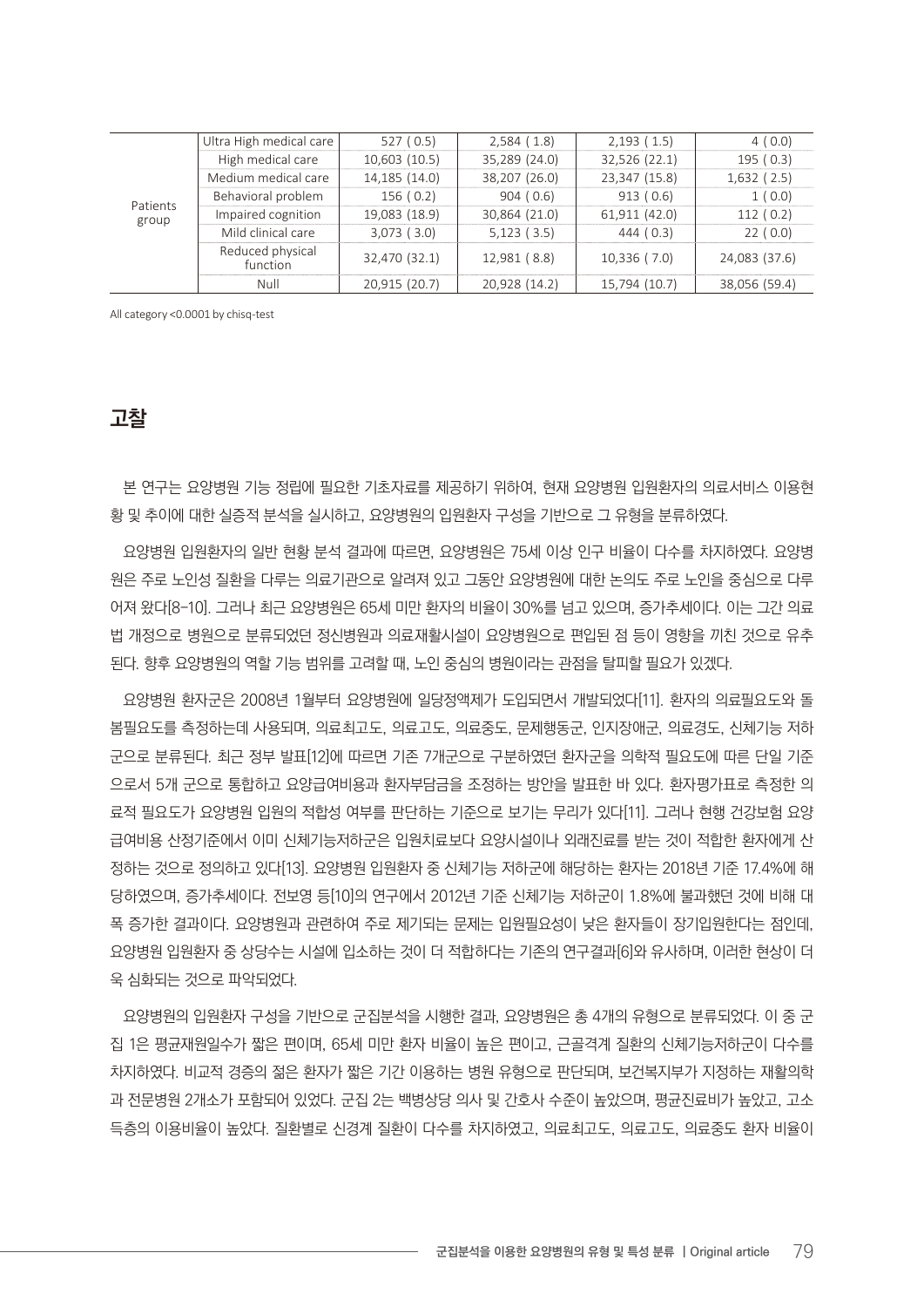| | | | | | |
|---|---|---|---|---|---|
| Patients group | Ultra High medical care | 527 ( 0.5) | 2,584 ( 1.8) | 2,193 ( 1.5) | 4 ( 0.0) |
| | High medical care | 10,603 (10.5) | 35,289 (24.0) | 32,526 (22.1) | 195 ( 0.3) |
| | Medium medical care | 14,185 (14.0) | 38,207 (26.0) | 23,347 (15.8) | 1,632 ( 2.5) |
| | Behavioral problem | 156 ( 0.2) | 904 ( 0.6) | 913 ( 0.6) | 1 ( 0.0) |
| | Impaired cognition | 19,083 (18.9) | 30,864 (21.0) | 61,911 (42.0) | 112 ( 0.2) |
| | Mild clinical care | 3,073 ( 3.0) | 5,123 ( 3.5) | 444 ( 0.3) | 22 ( 0.0) |
| | Reduced physical function | 32,470 (32.1) | 12,981 ( 8.8) | 10,336 ( 7.0) | 24,083 (37.6) |
| | Null | 20,915 (20.7) | 20,928 (14.2) | 15,794 (10.7) | 38,056 (59.4) |

All category <0.0001 by chisq-test

## 고찰

본 연구는 요양병원 기능 정립에 필요한 기초자료를 제공하기 위하여, 현재 요양병원 입원환자의 의료서비스 이용현황 및 추이에 대한 실증적 분석을 실시하고, 요양병원의 입원환자 구성을 기반으로 그 유형을 분류하였다.

요양병원 입원환자의 일반 현황 분석 결과에 따르면, 요양병원은 75세 이상 인구 비율이 다수를 차지하였다. 요양병원은 주로 노인성 질환을 다루는 의료기관으로 알려져 있고 그동안 요양병원에 대한 논의도 주로 노인을 중심으로 다루어져 왔다[8-10]. 그러나 최근 요양병원은 65세 미만 환자의 비율이 30%를 넘고 있으며, 증가추세이다. 이는 그간 의료법 개정으로 병원으로 분류되었던 정신병원과 의료재활시설이 요양병원으로 편입된 점 등이 영향을 끼친 것으로 유추된다. 향후 요양병원의 역할 기능 범위를 고려할 때, 노인 중심의 병원이라는 관점을 탈피할 필요가 있겠다.

요양병원 환자군은 2008년 1월부터 요양병원에 일당정액제가 도입되면서 개발되었다[11]. 환자의 의료필요도와 돌봄필요도를 측정하는데 사용되며, 의료최고도, 의료고도, 의료중도, 문제행동군, 인지장애군, 의료경도, 신체기능 저하군으로 분류된다. 최근 정부 발표[12]에 따르면 기존 7개군으로 구분하였던 환자군을 의학적 필요도에 따른 단일 기준으로서 5개 군으로 통합하고 요양급여비용과 환자부담금을 조정하는 방안을 발표한 바 있다. 환자평가표로 측정한 의료적 필요도가 요양병원 입원의 적합성 여부를 판단하는 기준으로 보기는 무리가 있다[11]. 그러나 현행 건강보험 요양급여비용 산정기준에서 이미 신체기능저하군은 입원치료보다 요양시설이나 외래진료를 받는 것이 적합한 환자에게 산정하는 것으로 정의하고 있다[13]. 요양병원 입원환자 중 신체기능 저하군에 해당하는 환자는 2018년 기준 17.4%에 해당하였으며, 증가추세이다. 전보영 등[10]의 연구에서 2012년 기준 신체기능 저하군이 1.8%에 불과했던 것에 비해 대폭 증가한 결과이다. 요양병원과 관련하여 주로 제기되는 문제는 입원필요성이 낮은 환자들이 장기입원한다는 점인데, 요양병원 입원환자 중 상당수는 시설에 입소하는 것이 더 적합하다는 기존의 연구결과[6]와 유사하며, 이러한 현상이 더욱 심화되는 것으로 파악되었다.

요양병원의 입원환자 구성을 기반으로 군집분석을 시행한 결과, 요양병원은 총 4개의 유형으로 분류되었다. 이 중 군집 1은 평균재원일수가 짧은 편이며, 65세 미만 환자 비율이 높은 편이고, 근골격계 질환의 신체기능저하군이 다수를 차지하였다. 비교적 경증의 젊은 환자가 짧은 기간 이용하는 병원 유형으로 판단되며, 보건복지부가 지정하는 재활의학과 전문병원 2개소가 포함되어 있었다. 군집 2는 백병상당 의사 및 간호사 수준이 높았으며, 평균진료비가 높았고, 고소득층의 이용비율이 높았다. 질환별로 신경계 질환이 다수를 차지하였고, 의료최고도, 의료고도, 의료중도 환자 비율이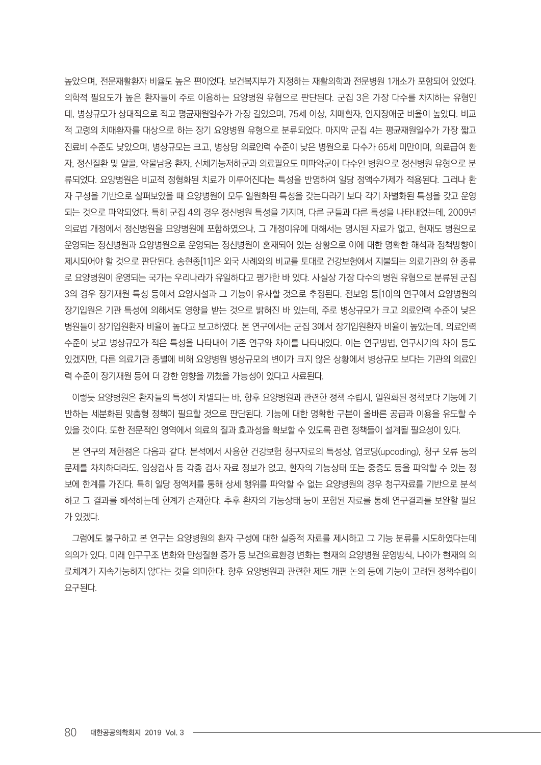높았으며, 전문재활환자 비율도 높은 편이었다. 보건복지부가 지정하는 재활의학과 전문병원 1개소가 포함되어 있었다. 의학적 필요도가 높은 환자들이 주로 이용하는 요양병원 유형으로 판단된다. 군집 3은 가장 다수를 차지하는 유형인데, 병상규모가 상대적으로 적고 평균재원일수가 가장 길었으며, 75세 이상, 치매환자, 인지장애군 비율이 높았다. 비교적 고령의 치매환자를 대상으로 하는 장기 요양병원 유형으로 분류되었다. 마지막 군집 4는 평균재원일수가 가장 짧고 진료비 수준도 낮았으며, 병상규모는 크고, 병상당 의료인력 수준이 낮은 병원으로 다수가 65세 미만이며, 의료급여 환자, 정신질환 및 알콜, 약물남용 환자, 신체기능저하군과 의료필요도 미파악군이 다수인 병원으로 정신병원 유형으로 분류되었다. 요양병원은 비교적 정형화된 치료가 이루어진다는 특성을 반영하여 일당 정액수가제가 적용된다. 그러나 환자 구성을 기반으로 살펴보았을 때 요양병원이 모두 일원화된 특성을 갖는다라기 보다 각기 차별화된 특성을 갖고 운영되는 것으로 파악되었다. 특히 군집 4의 경우 정신병원 특성을 가지며, 다른 군들과 다른 특성을 나타내었는데, 2009년 의료법 개정에서 정신병원을 요양병원에 포함하였으나, 그 개정이유에 대해서는 명시된 자료가 없고, 현재도 병원으로 운영되는 정신병원과 요양병원으로 운영되는 정신병원이 혼재되어 있는 상황으로 이에 대한 명확한 해석과 정책방향이 제시되어야 할 것으로 판단된다. 송현종[11]은 외국 사례와의 비교를 토대로 건강보험에서 지불되는 의료기관의 한 종류로 요양병원이 운영되는 국가는 우리나라가 유일하다고 평가한 바 있다. 사실상 가장 다수의 병원 유형으로 분류된 군집 3의 경우 장기재원 특성 등에서 요양시설과 그 기능이 유사할 것으로 추정된다. 전보영 등[10]의 연구에서 요양병원의 장기입원은 기관 특성에 의해서도 영향을 받는 것으로 밝혀진 바 있는데, 주로 병상규모가 크고 의료인력 수준이 낮은 병원들이 장기입원환자 비율이 높다고 보고하였다. 본 연구에서는 군집 3에서 장기입원환자 비율이 높았는데, 의료인력 수준이 낮고 병상규모가 적은 특성을 나타내어 기존 연구와 차이를 나타내었다. 이는 연구방법, 연구시기의 차이 등도 있겠지만, 다른 의료기관 종별에 비해 요양병원 병상규모의 변이가 크지 않은 상황에서 병상규모 보다는 기관의 의료인력 수준이 장기재원 등에 더 강한 영향을 끼쳤을 가능성이 있다고 사료된다.

이렇듯 요양병원은 환자들의 특성이 차별되는 바, 향후 요양병원과 관련한 정책 수립시, 일원화된 정책보다 기능에 기반하는 세분화된 맞춤형 정책이 필요할 것으로 판단된다. 기능에 대한 명확한 구분이 올바른 공급과 이용을 유도할 수 있을 것이다. 또한 전문적인 영역에서 의료의 질과 효과성을 확보할 수 있도록 관련 정책들이 설계될 필요성이 있다.

본 연구의 제한점은 다음과 같다. 분석에서 사용한 건강보험 청구자료의 특성상, 업코딩(upcoding), 청구 오류 등의 문제를 차치하더라도, 임상검사 등 각종 검사 자료 정보가 없고, 환자의 기능상태 또는 중증도 등을 파악할 수 있는 정보에 한계를 가진다. 특히 일당 정액제를 통해 상세 행위를 파악할 수 없는 요양병원의 경우 청구자료를 기반으로 분석하고 그 결과를 해석하는데 한계가 존재한다. 추후 환자의 기능상태 등이 포함된 자료를 통해 연구결과를 보완할 필요가 있겠다.

그럼에도 불구하고 본 연구는 요양병원의 환자 구성에 대한 실증적 자료를 제시하고 그 기능 분류를 시도하였다는데 의의가 있다. 미래 인구구조 변화와 만성질환 증가 등 보건의료환경 변화는 현재의 요양병원 운영방식, 나아가 현재의 의료체계가 지속가능하지 않다는 것을 의미한다. 향후 요양병원과 관련한 제도 개편 논의 등에 기능이 고려된 정책수립이 요구된다.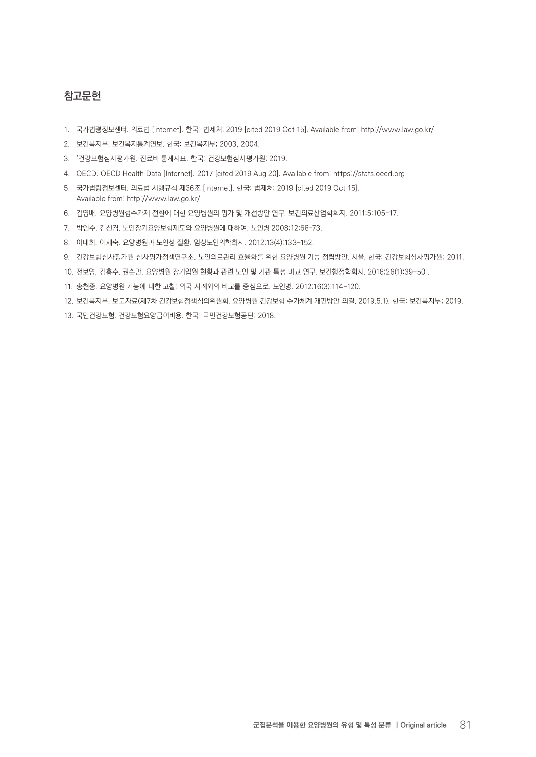## 참고문헌

1. 국가법령정보센터. 의료법 [Internet]. 한국: 법제처; 2019 [cited 2019 Oct 15]. Available from: http://www.law.go.kr/
2. 보건복지부. 보건복지통계연보. 한국: 보건복지부; 2003, 2004.
3. `건강보험심사평가원. 진료비 통계지표. 한국: 건강보험심사평가원; 2019.
4. OECD. OECD Health Data [Internet]. 2017 [cited 2019 Aug 20]. Available from: https://stats.oecd.org
5. 국가법령정보센터. 의료법 시행규칙 제36조 [Internet]. 한국: 법제처; 2019 [cited 2019 Oct 15]. Available from: http://www.law.go.kr/
6. 김영배. 요양병원형수가제 전환에 대한 요양병원의 평가 및 개선방안 연구. 보건의료산업학회지. 2011;5:105-17.
7. 박인수, 김신겸. 노인장기요양보험제도와 요양병원에 대하여. 노인병 2008;12:68-73.
8. 이대희, 이재숙. 요양병원과 노인성 질환. 임상노인의학회지. 2012;13(4):133-152.
9. 건강보험심사평가원 심사평가정책연구소. 노인의료관리 효율화를 위한 요양병원 기능 정립방안. 서울, 한국: 건강보험심사평가원; 2011.
10. 전보영, 김홍수, 권순만. 요양병원 장기입원 현황과 관련 노인 및 기관 특성 비교 연구. 보건행정학회지. 2016;26(1):39-50 .
11. 송현종. 요양병원 기능에 대한 고찰: 외국 사례와의 비교를 중심으로. 노인병. 2012;16(3):114-120.
12. 보건복지부. 보도자료(제7차 건강보험정책심의위원회. 요양병원 건강보험 수가체계 개편방안 의결, 2019.5.1). 한국: 보건복지부; 2019.
13. 국민건강보험. 건강보험요양급여비용. 한국: 국민건강보험공단; 2018.